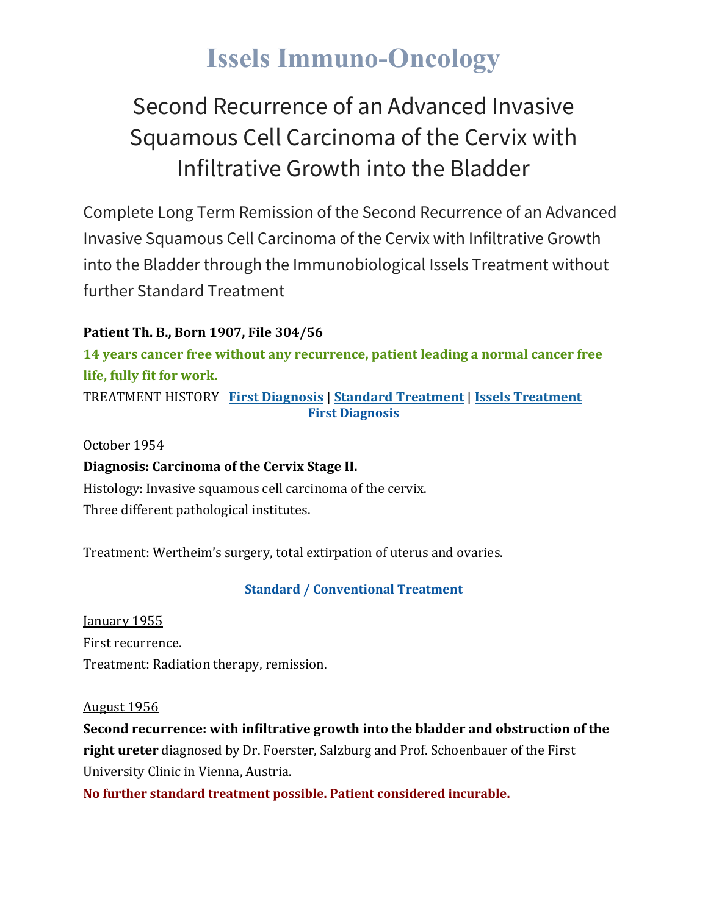# Issels Immuno-Oncology

## Second Recurrence of an Advanced Invasive Squamous Cell Carcinoma of the Cervix with Infiltrative Growth into the Bladder

Complete Long Term Remission of the Second Recurrence of an Advanced Invasive Squamous Cell Carcinoma of the Cervix with Infiltrative Growth into the Bladder through the Immunobiological Issels Treatment without further Standard Treatment

**Patient Th. B., Born 1907, File 304/56**

**14 years cancer free without any recurrence, patient leading a normal cancer free life, fully fit for work.**

TREATMENT HISTORY **First Diagnosis** | **Standard Treatment** | **Issels Treatment**

### First Diagnosis

October 1954

**Diagnosis: Carcinoma of the Cervix Stage II.**

Histology: Invasive squamous cell carcinoma of the cervix.

Three different pathological institutes.

Treatment: Wertheim's surgery, total extirpation of uterus and ovaries.

### Standard / Conventional Treatment

January 1955

First recurrence.

Treatment: Radiation therapy, remission.

August 1956

**Second recurrence: with infiltrative growth into the bladder and obstruction of the right ureter** diagnosed by Dr. Foerster, Salzburg and Prof. Schoenbauer of the First University Clinic in Vienna, Austria.

**No further standard treatment possible. Patient considered incurable.**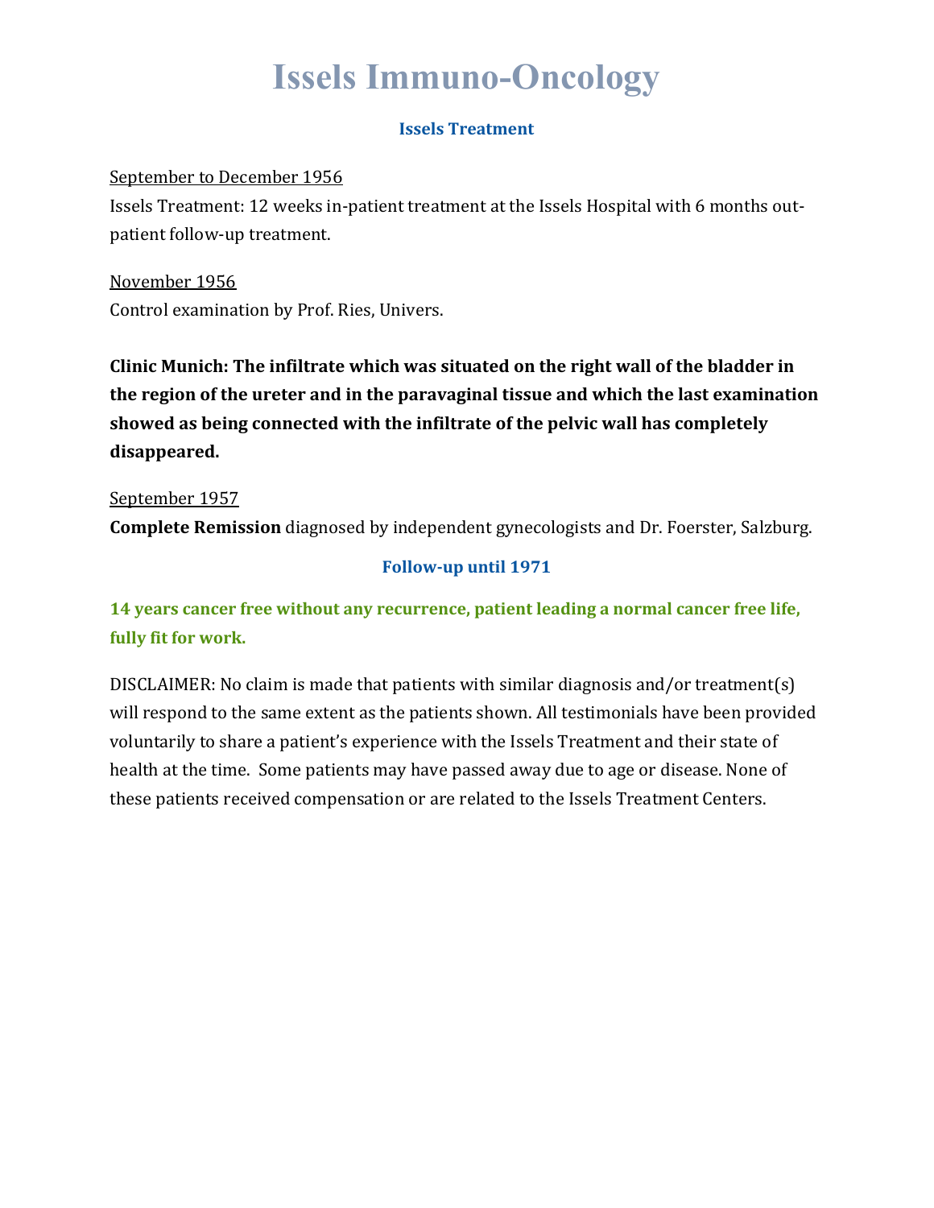# Issels Immuno-Oncology

## Issels Treatment

September to December 1956

Issels Treatment: 12 weeks in-patient treatment at the Issels Hospital with 6 months out-patient follow-up treatment.

November 1956

Control examination by Prof. Ries, Univers.

**Clinic Munich: The infiltrate which was situated on the right wall of the bladder in the region of the ureter and in the paravaginal tissue and which the last examination showed as being connected with the infiltrate of the pelvic wall has completely disappeared.**

September 1957

**Complete Remission** diagnosed by independent gynecologists and Dr. Foerster, Salzburg.

## Follow-up until 1971

**14 years cancer free without any recurrence, patient leading a normal cancer free life, fully fit for work.**

DISCLAIMER: No claim is made that patients with similar diagnosis and/or treatment(s) will respond to the same extent as the patients shown. All testimonials have been provided voluntarily to share a patient's experience with the Issels Treatment and their state of health at the time. Some patients may have passed away due to age or disease. None of these patients received compensation or are related to the Issels Treatment Centers.